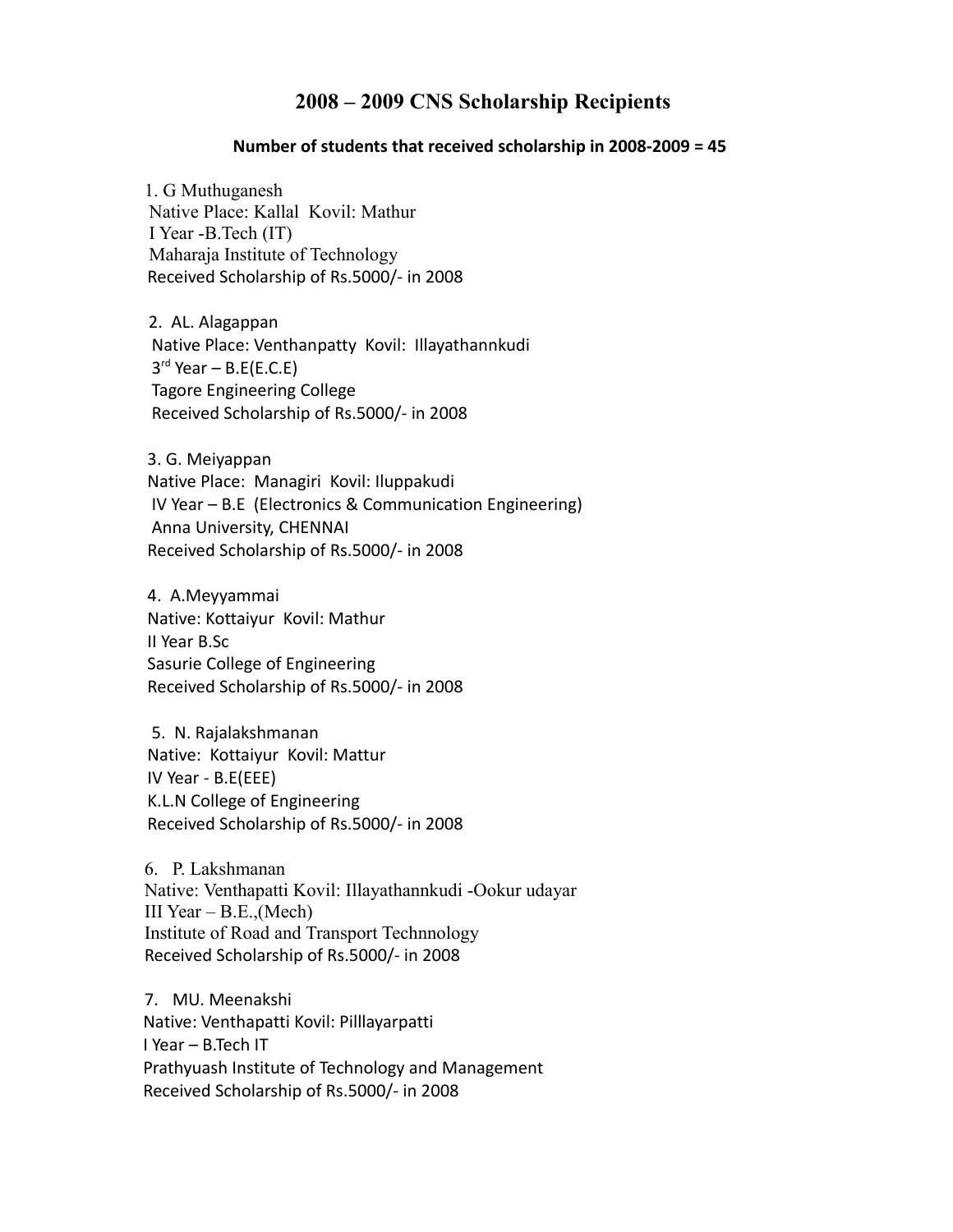# 2008 – 2009 CNS Scholarship Recipients

**Number of students that received scholarship in 2008-2009 = 45**

1. G Muthuganesh
   Native Place: Kallal Kovil: Mathur
   I Year -B.Tech (IT)
   Maharaja Institute of Technology
   Received Scholarship of Rs.5000/- in 2008

2. AL. Alagappan
   Native Place: Venthanpatty Kovil: Illayathannkudi
   3rd Year – B.E(E.C.E)
   Tagore Engineering College
   Received Scholarship of Rs.5000/- in 2008

3. G. Meiyappan
   Native Place: Managiri Kovil: Iluppakudi
   IV Year – B.E (Electronics & Communication Engineering)
   Anna University, CHENNAI
   Received Scholarship of Rs.5000/- in 2008

4. A.Meyyammai
   Native: Kottaiyur Kovil: Mathur
   II Year B.Sc
   Sasurie College of Engineering
   Received Scholarship of Rs.5000/- in 2008

5. N. Rajalakshmanan
   Native: Kottaiyur Kovil: Mattur
   IV Year - B.E(EEE)
   K.L.N College of Engineering
   Received Scholarship of Rs.5000/- in 2008

6. P. Lakshmanan
   Native: Venthapatti Kovil: Illayathannkudi -Ookur udayar
   III Year – B.E.,(Mech)
   Institute of Road and Transport Technnology
   Received Scholarship of Rs.5000/- in 2008

7. MU. Meenakshi
   Native: Venthapatti Kovil: Pilllayarpatti
   I Year – B.Tech IT
   Prathyuash Institute of Technology and Management
   Received Scholarship of Rs.5000/- in 2008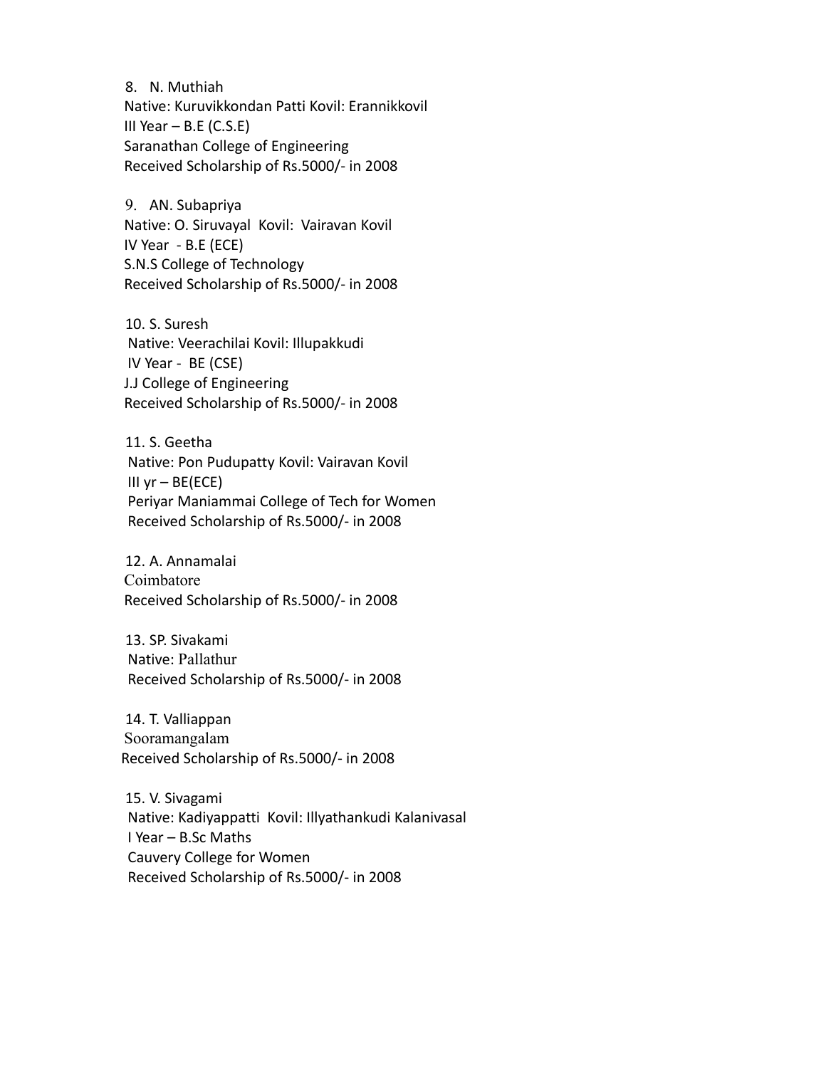8. N. Muthiah  
Native: Kuruvikkondan Patti Kovil: Erannikkovil  
III Year – B.E (C.S.E)  
Saranathan College of Engineering  
Received Scholarship of Rs.5000/- in 2008

9. AN. Subapriya  
Native: O. Siruvayal Kovil: Vairavan Kovil  
IV Year - B.E (ECE)  
S.N.S College of Technology  
Received Scholarship of Rs.5000/- in 2008

10. S. Suresh  
Native: Veerachilai Kovil: Illupakkudi  
IV Year - BE (CSE)  
J.J College of Engineering  
Received Scholarship of Rs.5000/- in 2008

11. S. Geetha  
Native: Pon Pudupatty Kovil: Vairavan Kovil  
III yr – BE(ECE)  
Periyar Maniammai College of Tech for Women  
Received Scholarship of Rs.5000/- in 2008

12. A. Annamalai  
Coimbatore  
Received Scholarship of Rs.5000/- in 2008

13. SP. Sivakami  
Native: Pallathur  
Received Scholarship of Rs.5000/- in 2008

14. T. Valliappan  
Sooramangalam  
Received Scholarship of Rs.5000/- in 2008

15. V. Sivagami  
Native: Kadiyappatti Kovil: Illyathankudi Kalanivasal  
I Year – B.Sc Maths  
Cauvery College for Women  
Received Scholarship of Rs.5000/- in 2008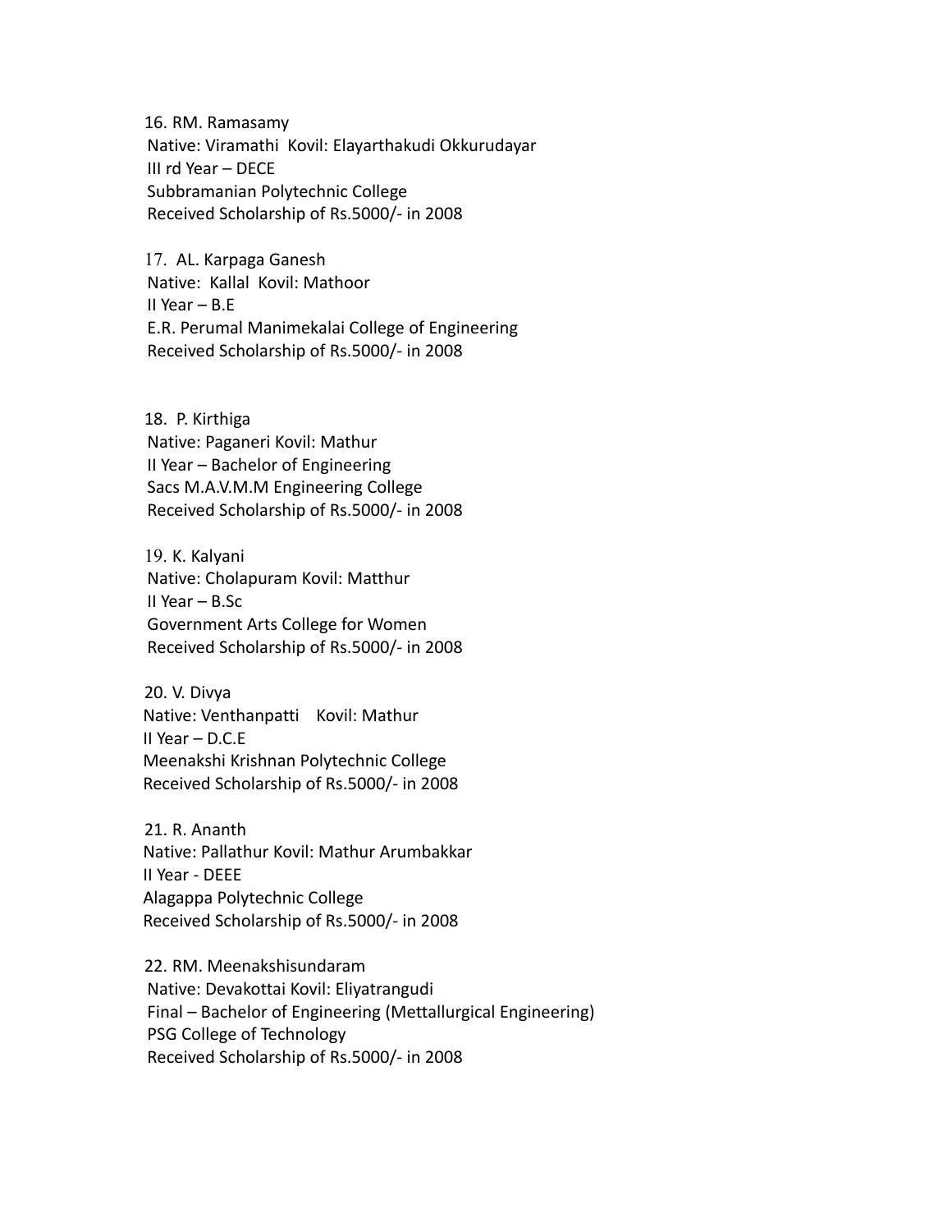16. RM. Ramasamy
Native: Viramathi  Kovil: Elayarthakudi Okkurudayar
III rd Year – DECE
Subbramanian Polytechnic College
Received Scholarship of Rs.5000/- in 2008

17. AL. Karpaga Ganesh
Native:  Kallal  Kovil: Mathoor
II Year – B.E
E.R. Perumal Manimekalai College of Engineering
Received Scholarship of Rs.5000/- in 2008

18. P. Kirthiga
Native: Paganeri Kovil: Mathur
II Year – Bachelor of Engineering
Sacs M.A.V.M.M Engineering College
Received Scholarship of Rs.5000/- in 2008

19. K. Kalyani
Native: Cholapuram Kovil: Matthur
II Year – B.Sc
Government Arts College for Women
Received Scholarship of Rs.5000/- in 2008

20. V. Divya
Native: Venthanpatti    Kovil: Mathur
II Year – D.C.E
Meenakshi Krishnan Polytechnic College
Received Scholarship of Rs.5000/- in 2008

21. R. Ananth
Native: Pallathur Kovil: Mathur Arumbakkar
II Year - DEEE
Alagappa Polytechnic College
Received Scholarship of Rs.5000/- in 2008

22. RM. Meenakshisundaram
Native: Devakottai Kovil: Eliyatrangudi
Final – Bachelor of Engineering (Mettallurgical Engineering)
PSG College of Technology
Received Scholarship of Rs.5000/- in 2008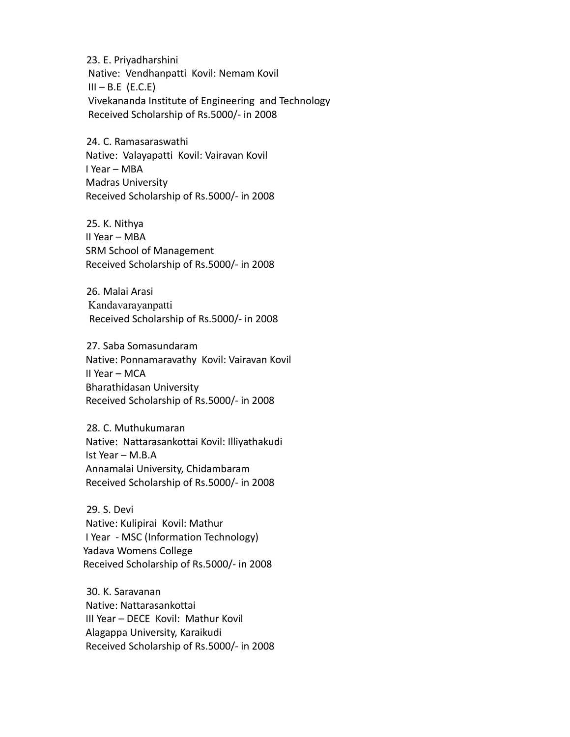23. E. Priyadharshini  
Native: Vendhanpatti Kovil: Nemam Kovil  
III – B.E (E.C.E)  
Vivekananda Institute of Engineering and Technology  
Received Scholarship of Rs.5000/- in 2008

24. C. Ramasaraswathi  
Native: Valayapatti Kovil: Vairavan Kovil  
I Year – MBA  
Madras University  
Received Scholarship of Rs.5000/- in 2008

25. K. Nithya  
II Year – MBA  
SRM School of Management  
Received Scholarship of Rs.5000/- in 2008

26. Malai Arasi  
Kandavarayanpatti  
Received Scholarship of Rs.5000/- in 2008

27. Saba Somasundaram  
Native: Ponnamaravathy Kovil: Vairavan Kovil  
II Year – MCA  
Bharathidasan University  
Received Scholarship of Rs.5000/- in 2008

28. C. Muthukumaran  
Native: Nattarasankottai Kovil: Illiyathakudi  
Ist Year – M.B.A  
Annamalai University, Chidambaram  
Received Scholarship of Rs.5000/- in 2008

29. S. Devi  
Native: Kulipirai Kovil: Mathur  
I Year - MSC (Information Technology)  
Yadava Womens College  
Received Scholarship of Rs.5000/- in 2008

30. K. Saravanan  
Native: Nattarasankottai  
III Year – DECE Kovil: Mathur Kovil  
Alagappa University, Karaikudi  
Received Scholarship of Rs.5000/- in 2008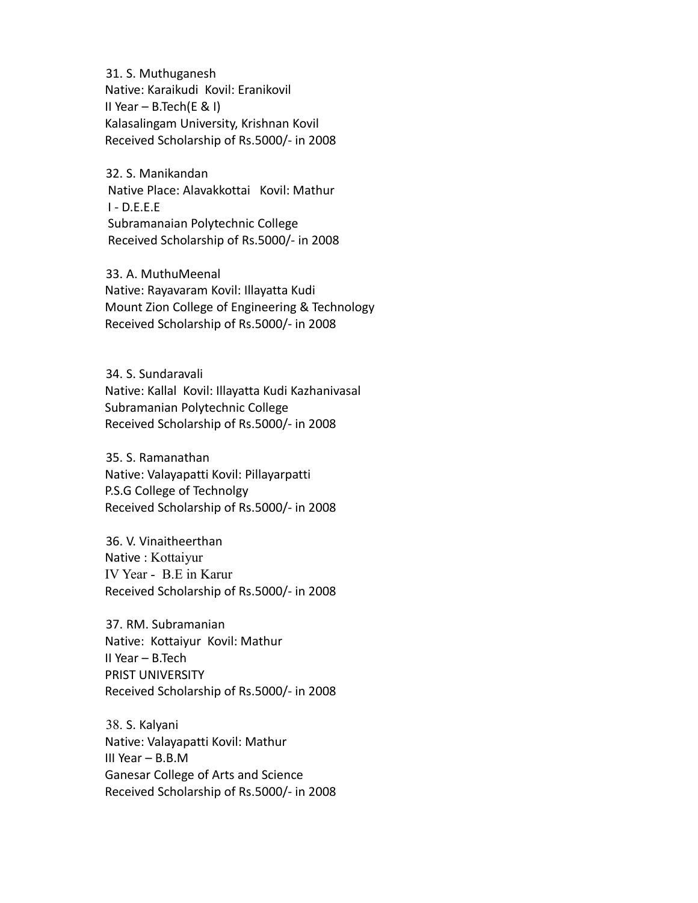31. S. Muthuganesh
Native: Karaikudi Kovil: Eranikovil
II Year – B.Tech(E & I)
Kalasalingam University, Krishnan Kovil
Received Scholarship of Rs.5000/- in 2008

32. S. Manikandan
Native Place: Alavakkottai Kovil: Mathur
I - D.E.E.E
Subramanaian Polytechnic College
Received Scholarship of Rs.5000/- in 2008

33. A. MuthuMeenal
Native: Rayavaram Kovil: Illayatta Kudi
Mount Zion College of Engineering & Technology
Received Scholarship of Rs.5000/- in 2008

34. S. Sundaravali
Native: Kallal Kovil: Illayatta Kudi Kazhanivasal
Subramanian Polytechnic College
Received Scholarship of Rs.5000/- in 2008

35. S. Ramanathan
Native: Valayapatti Kovil: Pillayarpatti
P.S.G College of Technolgy
Received Scholarship of Rs.5000/- in 2008

36. V. Vinaitheerthan
Native : Kottaiyur
IV Year - B.E in Karur
Received Scholarship of Rs.5000/- in 2008

37. RM. Subramanian
Native: Kottaiyur Kovil: Mathur
II Year – B.Tech
PRIST UNIVERSITY
Received Scholarship of Rs.5000/- in 2008

38. S. Kalyani
Native: Valayapatti Kovil: Mathur
III Year – B.B.M
Ganesar College of Arts and Science
Received Scholarship of Rs.5000/- in 2008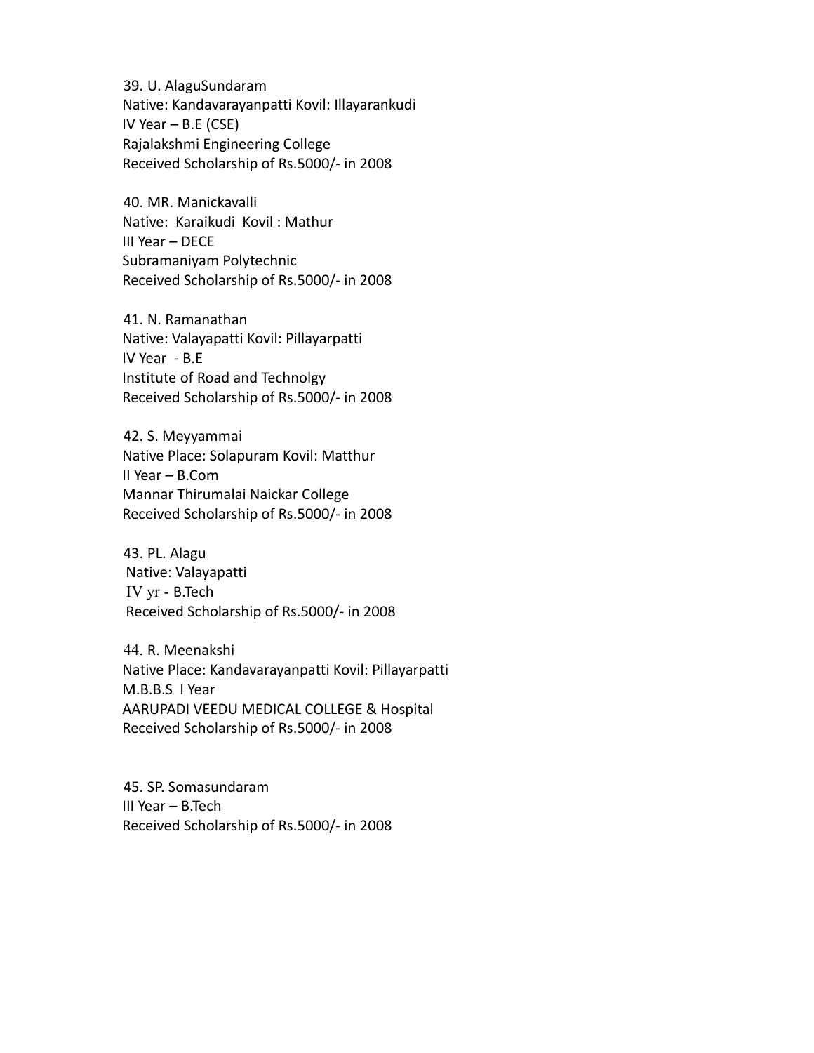39. U. AlaguSundaram
Native: Kandavarayanpatti Kovil: Illayarankudi
IV Year – B.E (CSE)
Rajalakshmi Engineering College
Received Scholarship of Rs.5000/- in 2008

40. MR. Manickavalli
Native: Karaikudi Kovil : Mathur
III Year – DECE
Subramaniyam Polytechnic
Received Scholarship of Rs.5000/- in 2008

41. N. Ramanathan
Native: Valayapatti Kovil: Pillayarpatti
IV Year - B.E
Institute of Road and Technolgy
Received Scholarship of Rs.5000/- in 2008

42. S. Meyyammai
Native Place: Solapuram Kovil: Matthur
II Year – B.Com
Mannar Thirumalai Naickar College
Received Scholarship of Rs.5000/- in 2008

43. PL. Alagu
Native: Valayapatti
IV yr - B.Tech
Received Scholarship of Rs.5000/- in 2008

44. R. Meenakshi
Native Place: Kandavarayanpatti Kovil: Pillayarpatti
M.B.B.S I Year
AARUPADI VEEDU MEDICAL COLLEGE & Hospital
Received Scholarship of Rs.5000/- in 2008

45. SP. Somasundaram
III Year – B.Tech
Received Scholarship of Rs.5000/- in 2008